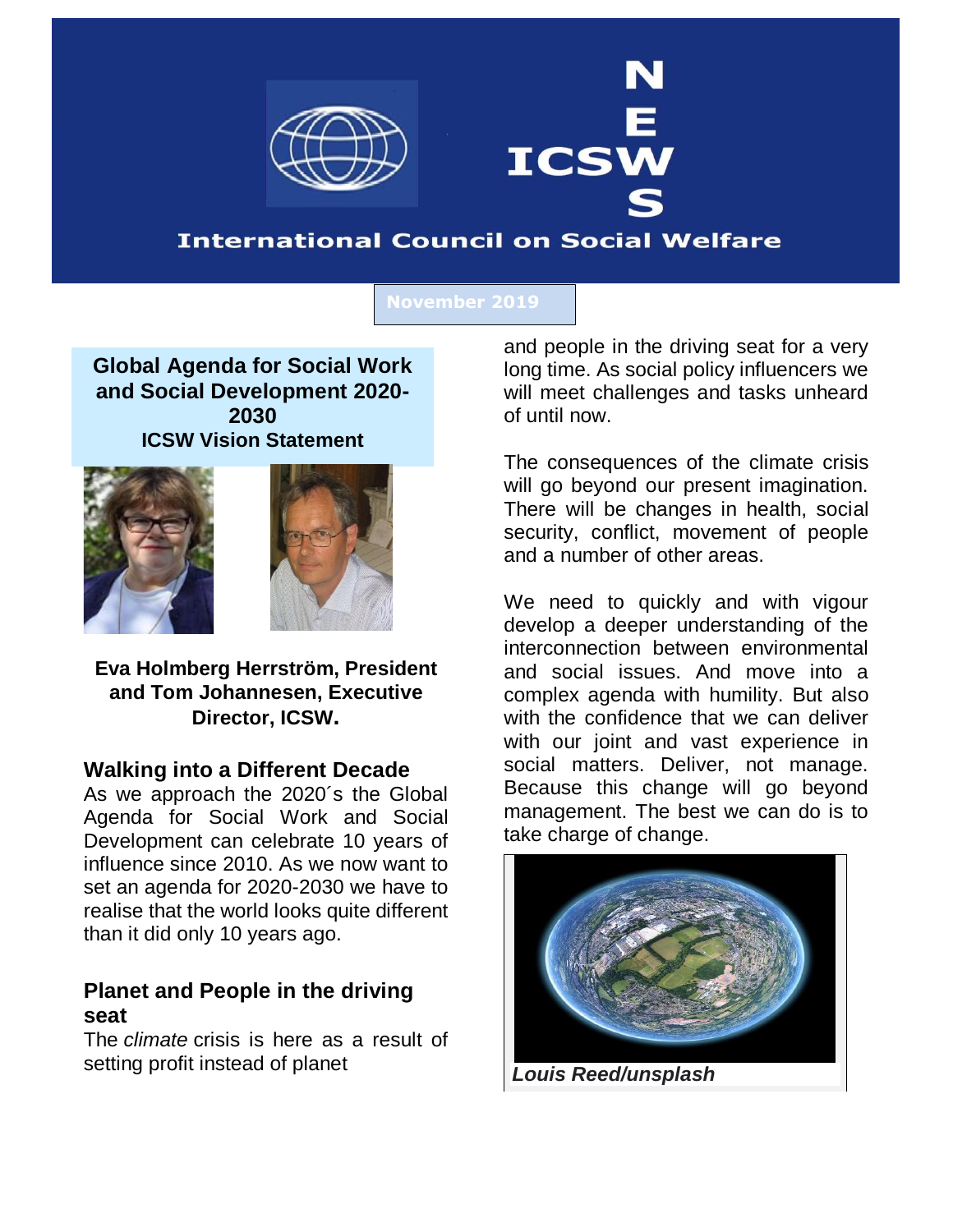# ICSW NEWS

**International Council on Social Welfare**

November 2019

## Global Agenda for Social Work and Social Development 2020-2030

### ICSW Vision Statement

**Eva Holmberg Herrström, President and Tom Johannesen, Executive Director, ICSW.**

### Walking into a Different Decade

As we approach the 2020´s the Global Agenda for Social Work and Social Development can celebrate 10 years of influence since 2010. As we now want to set an agenda for 2020-2030 we have to realise that the world looks quite different than it did only 10 years ago.

### Planet and People in the driving seat

The *climate* crisis is here as a result of setting profit instead of planet and people in the driving seat for a very long time. As social policy influencers we will meet challenges and tasks unheard of until now.

The consequences of the climate crisis will go beyond our present imagination. There will be changes in health, social security, conflict, movement of people and a number of other areas.

We need to quickly and with vigour develop a deeper understanding of the interconnection between environmental and social issues. And move into a complex agenda with humility. But also with the confidence that we can deliver with our joint and vast experience in social matters. Deliver, not manage. Because this change will go beyond management. The best we can do is to take charge of change.

***Louis Reed/unsplash***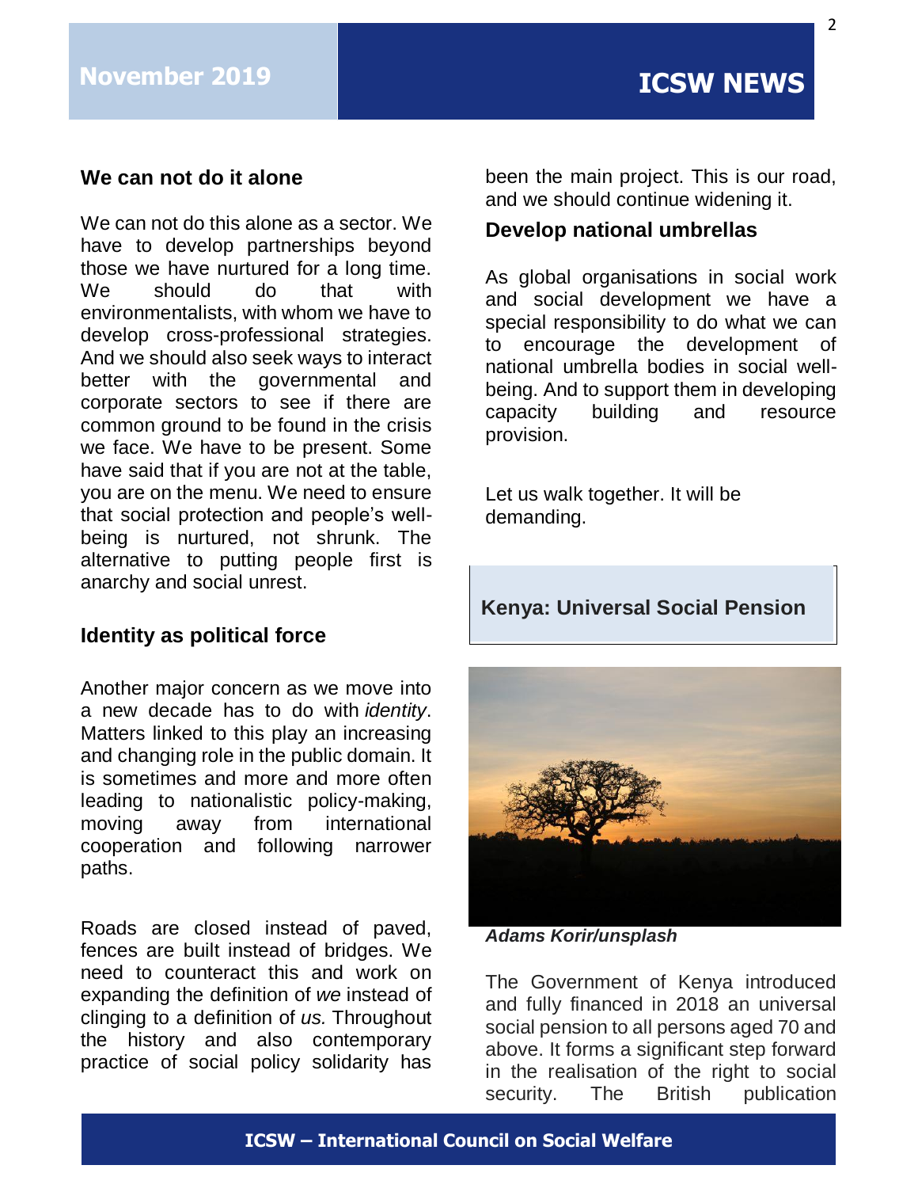## We can not do it alone

We can not do this alone as a sector. We have to develop partnerships beyond those we have nurtured for a long time. We should do that with environmentalists, with whom we have to develop cross-professional strategies. And we should also seek ways to interact better with the governmental and corporate sectors to see if there are common ground to be found in the crisis we face. We have to be present. Some have said that if you are not at the table, you are on the menu. We need to ensure that social protection and people's well-being is nurtured, not shrunk. The alternative to putting people first is anarchy and social unrest.

## Identity as political force

Another major concern as we move into a new decade has to do with *identity*. Matters linked to this play an increasing and changing role in the public domain. It is sometimes and more and more often leading to nationalistic policy-making, moving away from international cooperation and following narrower paths.

Roads are closed instead of paved, fences are built instead of bridges. We need to counteract this and work on expanding the definition of *we* instead of clinging to a definition of *us.* Throughout the history and also contemporary practice of social policy solidarity has been the main project. This is our road, and we should continue widening it.

## Develop national umbrellas

As global organisations in social work and social development we have a special responsibility to do what we can to encourage the development of national umbrella bodies in social well-being. And to support them in developing capacity building and resource provision.

Let us walk together. It will be demanding.

## Kenya: Universal Social Pension

***Adams Korir/unsplash***

The Government of Kenya introduced and fully financed in 2018 an universal social pension to all persons aged 70 and above. It forms a significant step forward in the realisation of the right to social security. The British publication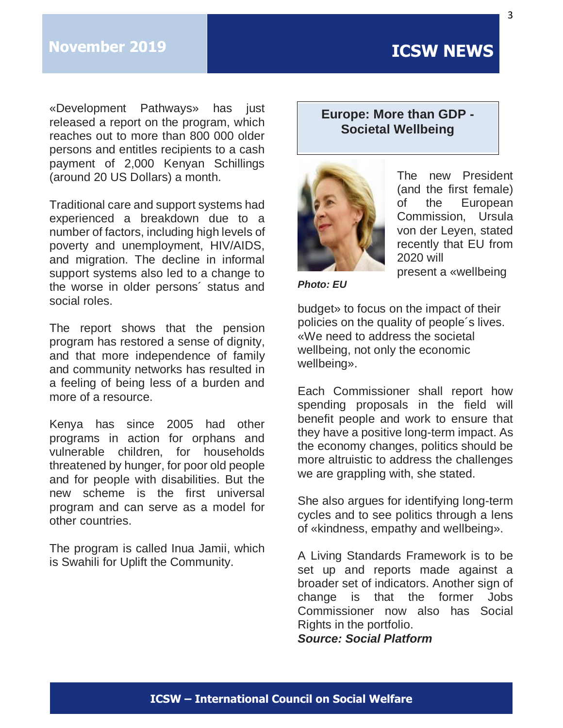«Development Pathways» has just released a report on the program, which reaches out to more than 800 000 older persons and entitles recipients to a cash payment of 2,000 Kenyan Schillings (around 20 US Dollars) a month.

Traditional care and support systems had experienced a breakdown due to a number of factors, including high levels of poverty and unemployment, HIV/AIDS, and migration. The decline in informal support systems also led to a change to the worse in older persons´ status and social roles.

The report shows that the pension program has restored a sense of dignity, and that more independence of family and community networks has resulted in a feeling of being less of a burden and more of a resource.

Kenya has since 2005 had other programs in action for orphans and vulnerable children, for households threatened by hunger, for poor old people and for people with disabilities. But the new scheme is the first universal program and can serve as a model for other countries.

The program is called Inua Jamii, which is Swahili for Uplift the Community.

## Europe: More than GDP - Societal Wellbeing

***Photo: EU***

The new President (and the first female) of the European Commission, Ursula von der Leyen, stated recently that EU from 2020 will present a «wellbeing budget» to focus on the impact of their policies on the quality of people´s lives. «We need to address the societal wellbeing, not only the economic wellbeing».

Each Commissioner shall report how spending proposals in the field will benefit people and work to ensure that they have a positive long-term impact. As the economy changes, politics should be more altruistic to address the challenges we are grappling with, she stated.

She also argues for identifying long-term cycles and to see politics through a lens of «kindness, empathy and wellbeing».

A Living Standards Framework is to be set up and reports made against a broader set of indicators. Another sign of change is that the former Jobs Commissioner now also has Social Rights in the portfolio.

***Source: Social Platform***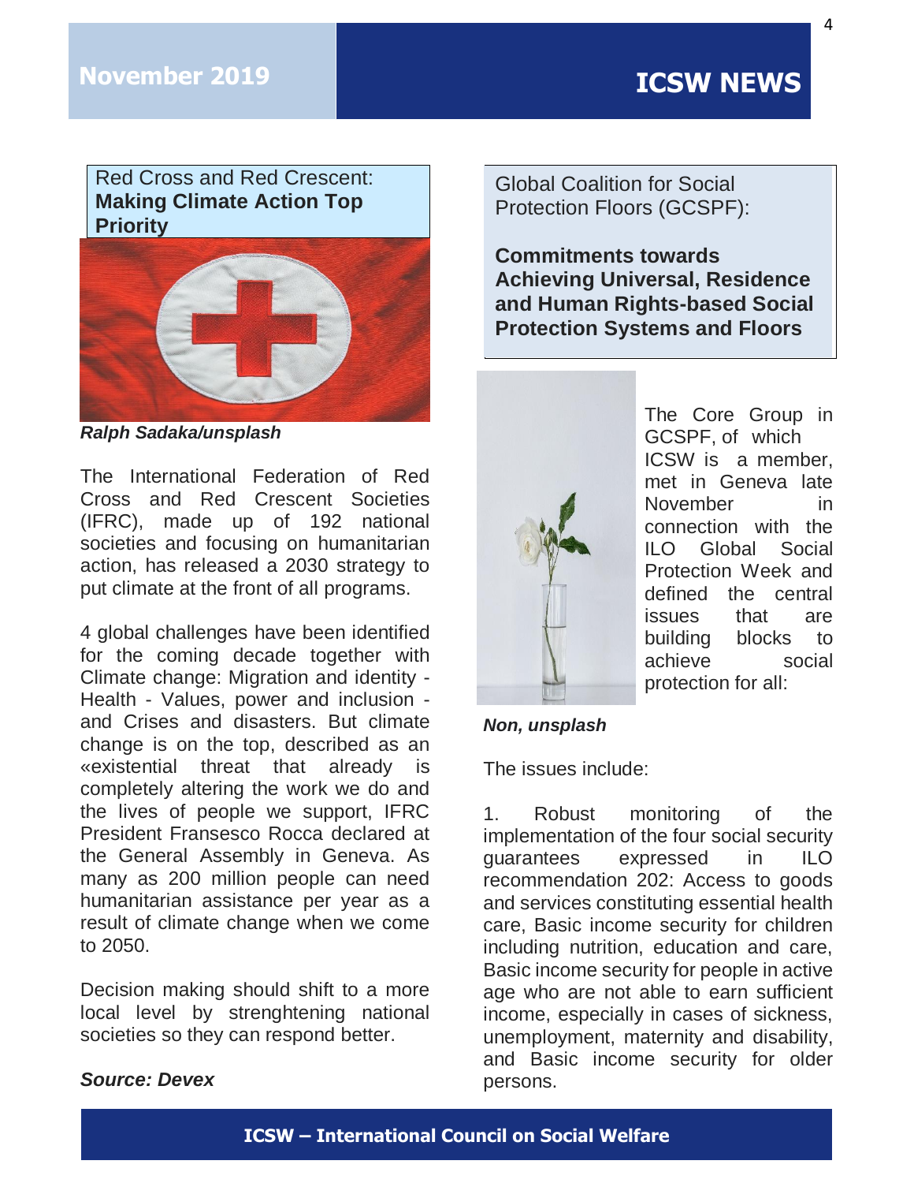## Red Cross and Red Crescent: **Making Climate Action Top Priority**

***Ralph Sadaka/unsplash***

The International Federation of Red Cross and Red Crescent Societies (IFRC), made up of 192 national societies and focusing on humanitarian action, has released a 2030 strategy to put climate at the front of all programs.

4 global challenges have been identified for the coming decade together with Climate change: Migration and identity - Health - Values, power and inclusion - and Crises and disasters. But climate change is on the top, described as an «existential threat that already is completely altering the work we do and the lives of people we support, IFRC President Fransesco Rocca declared at the General Assembly in Geneva. As many as 200 million people can need humanitarian assistance per year as a result of climate change when we come to 2050.

Decision making should shift to a more local level by strenghtening national societies so they can respond better.

***Source: Devex***

## Global Coalition for Social Protection Floors (GCSPF):

**Commitments towards Achieving Universal, Residence and Human Rights-based Social Protection Systems and Floors**

The Core Group in GCSPF, of which ICSW is a member, met in Geneva late November in connection with the ILO Global Social Protection Week and defined the central issues that are building blocks to achieve social protection for all:

***Non, unsplash***

The issues include:

1. Robust monitoring of the implementation of the four social security guarantees expressed in ILO recommendation 202: Access to goods and services constituting essential health care, Basic income security for children including nutrition, education and care, Basic income security for people in active age who are not able to earn sufficient income, especially in cases of sickness, unemployment, maternity and disability, and Basic income security for older persons.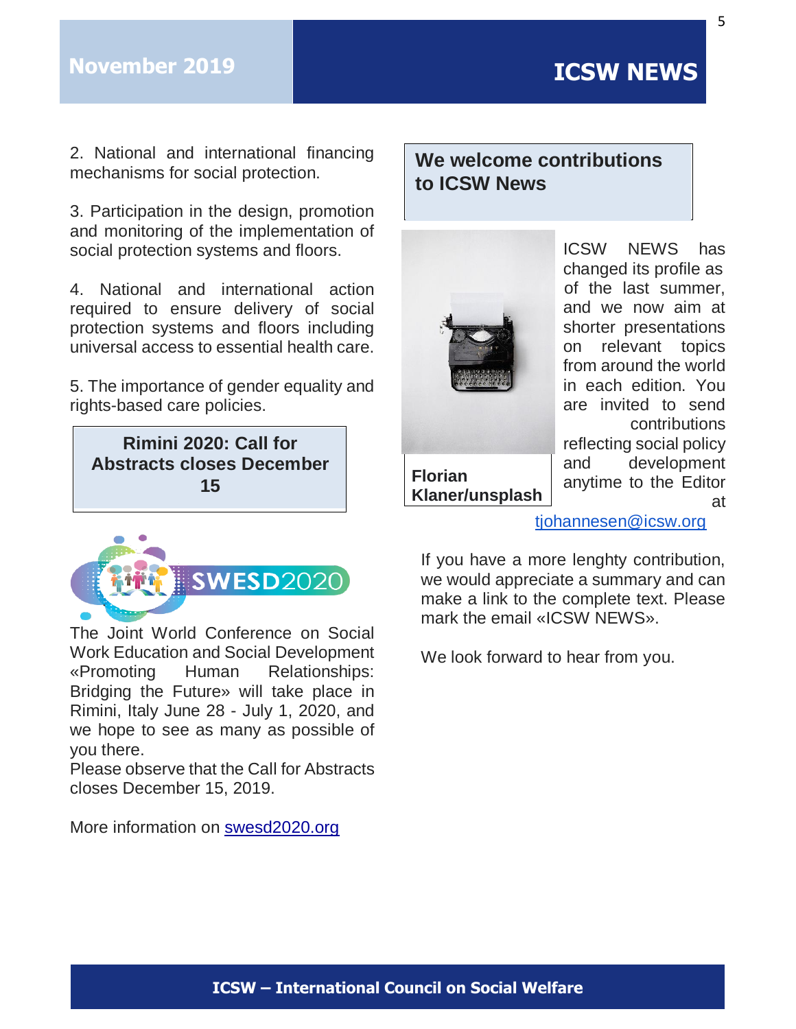2. National and international financing mechanisms for social protection.

3. Participation in the design, promotion and monitoring of the implementation of social protection systems and floors.

4. National and international action required to ensure delivery of social protection systems and floors including universal access to essential health care.

5. The importance of gender equality and rights-based care policies.

**Rimini 2020: Call for Abstracts closes December 15**

SWESD2020

The Joint World Conference on Social Work Education and Social Development «Promoting Human Relationships: Bridging the Future» will take place in Rimini, Italy June 28 - July 1, 2020, and we hope to see as many as possible of you there.
Please observe that the Call for Abstracts closes December 15, 2019.

More information on [swesd2020.org](swesd2020.org)

## We welcome contributions to ICSW News

**Florian Klaner/unsplash**

ICSW NEWS has changed its profile as of the last summer, and we now aim at shorter presentations on relevant topics from around the world in each edition. You are invited to send contributions reflecting social policy and development anytime to the Editor at [tjohannesen@icsw.org](mailto:tjohannesen@icsw.org)

If you have a more lenghty contribution, we would appreciate a summary and can make a link to the complete text. Please mark the email «ICSW NEWS».

We look forward to hear from you.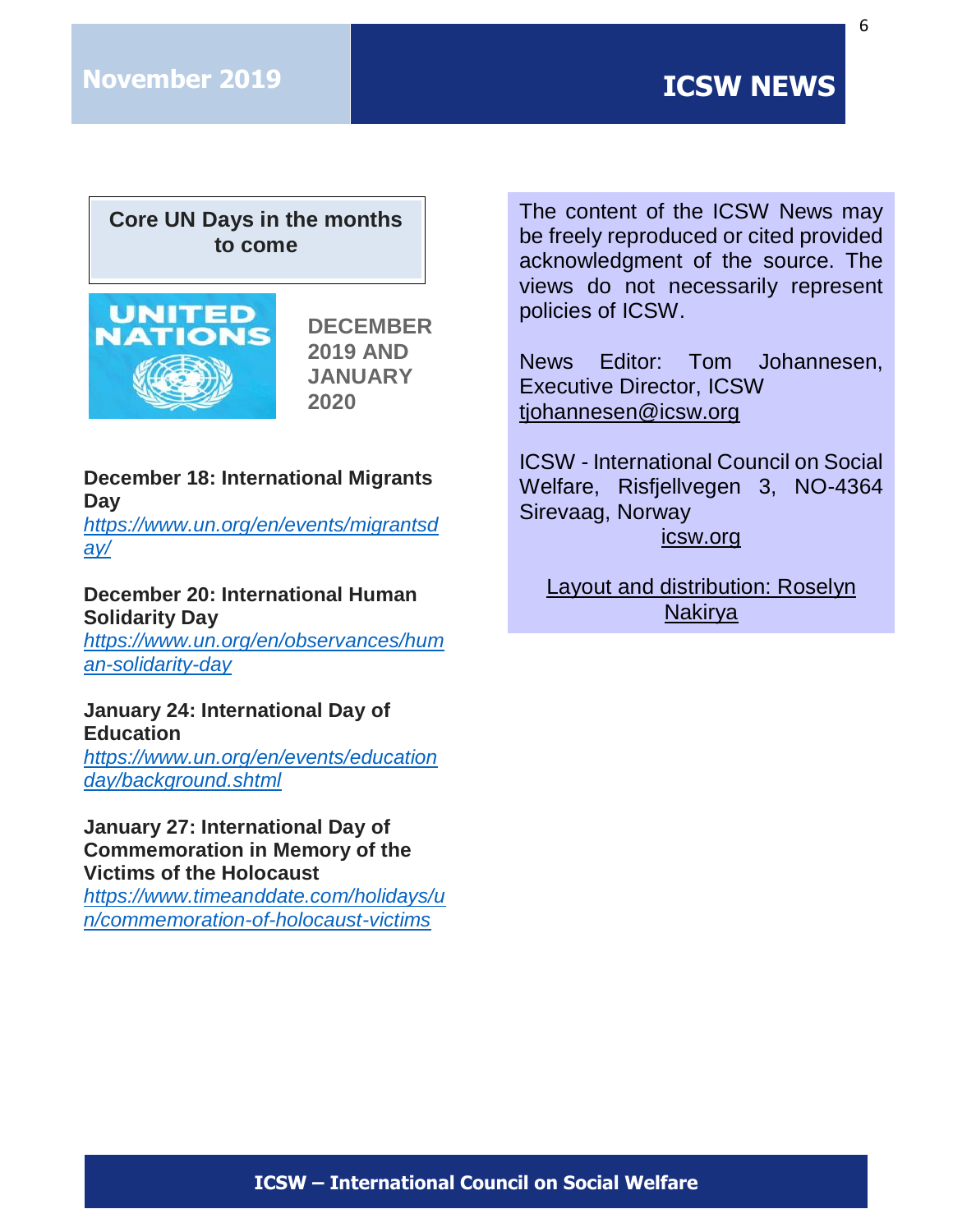## Core UN Days in the months to come

**DECEMBER 2019 AND JANUARY 2020**

**December 18: International Migrants Day**
*https://www.un.org/en/events/migrantsday/*

**December 20: International Human Solidarity Day**
*https://www.un.org/en/observances/human-solidarity-day*

**January 24: International Day of Education**
*https://www.un.org/en/events/educationday/background.shtml*

**January 27: International Day of Commemoration in Memory of the Victims of the Holocaust**
*https://www.timeanddate.com/holidays/un/commemoration-of-holocaust-victims*

The content of the ICSW News may be freely reproduced or cited provided acknowledgment of the source. The views do not necessarily represent policies of ICSW.

News Editor: Tom Johannesen, Executive Director, ICSW
tjohannesen@icsw.org

ICSW - International Council on Social Welfare, Risfjellvegen 3, NO-4364 Sirevaag, Norway
icsw.org

Layout and distribution: Roselyn Nakirya